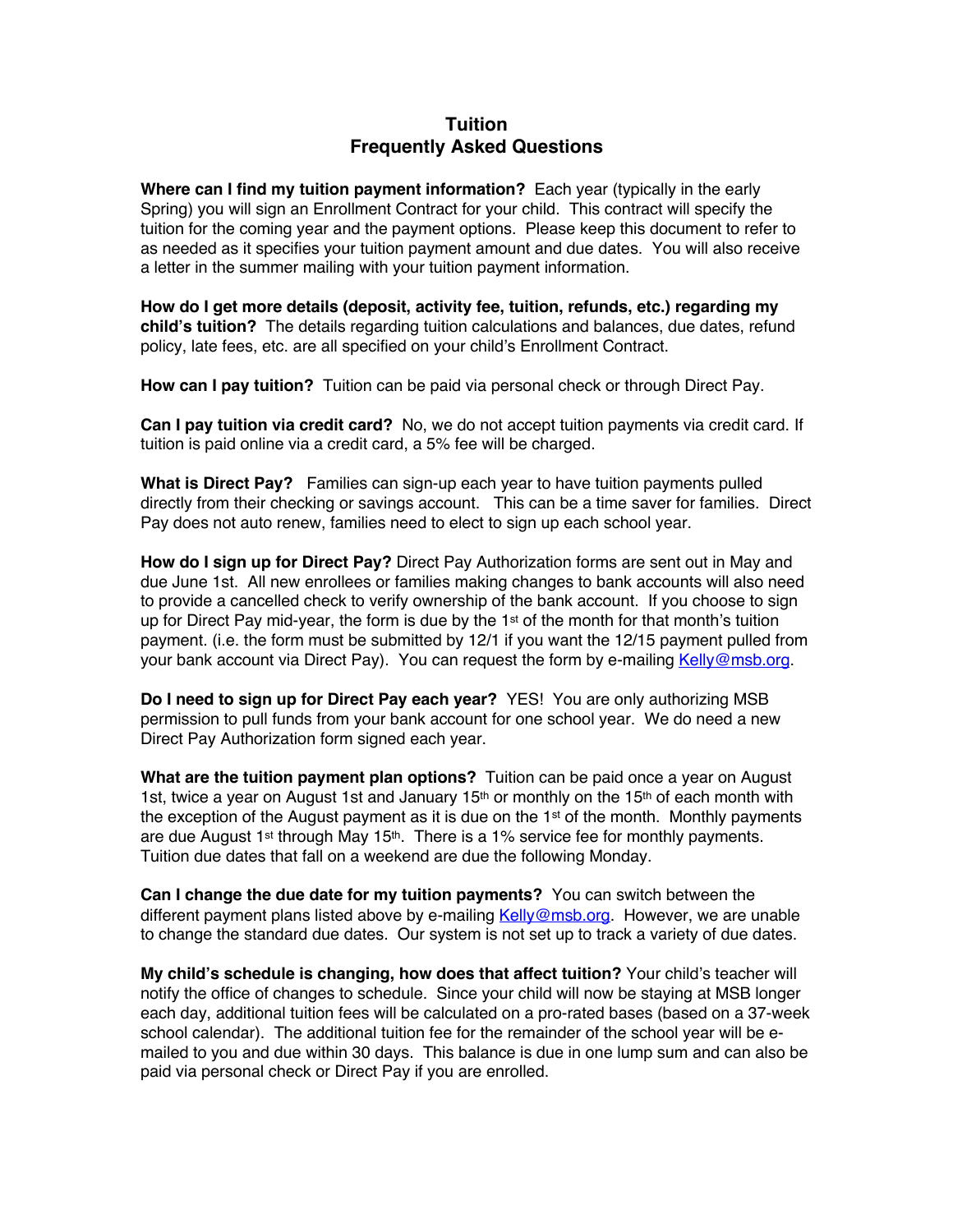# Tuition
# Frequently Asked Questions

**Where can I find my tuition payment information?** Each year (typically in the early Spring) you will sign an Enrollment Contract for your child. This contract will specify the tuition for the coming year and the payment options. Please keep this document to refer to as needed as it specifies your tuition payment amount and due dates. You will also receive a letter in the summer mailing with your tuition payment information.

**How do I get more details (deposit, activity fee, tuition, refunds, etc.) regarding my child's tuition?** The details regarding tuition calculations and balances, due dates, refund policy, late fees, etc. are all specified on your child's Enrollment Contract.

**How can I pay tuition?** Tuition can be paid via personal check or through Direct Pay.

**Can I pay tuition via credit card?** No, we do not accept tuition payments via credit card. If tuition is paid online via a credit card, a 5% fee will be charged.

**What is Direct Pay?** Families can sign-up each year to have tuition payments pulled directly from their checking or savings account. This can be a time saver for families. Direct Pay does not auto renew, families need to elect to sign up each school year.

**How do I sign up for Direct Pay?** Direct Pay Authorization forms are sent out in May and due June 1st. All new enrollees or families making changes to bank accounts will also need to provide a cancelled check to verify ownership of the bank account. If you choose to sign up for Direct Pay mid-year, the form is due by the 1st of the month for that month's tuition payment. (i.e. the form must be submitted by 12/1 if you want the 12/15 payment pulled from your bank account via Direct Pay). You can request the form by e-mailing Kelly@msb.org.

**Do I need to sign up for Direct Pay each year?** YES! You are only authorizing MSB permission to pull funds from your bank account for one school year. We do need a new Direct Pay Authorization form signed each year.

**What are the tuition payment plan options?** Tuition can be paid once a year on August 1st, twice a year on August 1st and January 15th or monthly on the 15th of each month with the exception of the August payment as it is due on the 1st of the month. Monthly payments are due August 1st through May 15th. There is a 1% service fee for monthly payments. Tuition due dates that fall on a weekend are due the following Monday.

**Can I change the due date for my tuition payments?** You can switch between the different payment plans listed above by e-mailing Kelly@msb.org. However, we are unable to change the standard due dates. Our system is not set up to track a variety of due dates.

**My child's schedule is changing, how does that affect tuition?** Your child's teacher will notify the office of changes to schedule. Since your child will now be staying at MSB longer each day, additional tuition fees will be calculated on a pro-rated bases (based on a 37-week school calendar). The additional tuition fee for the remainder of the school year will be e-mailed to you and due within 30 days. This balance is due in one lump sum and can also be paid via personal check or Direct Pay if you are enrolled.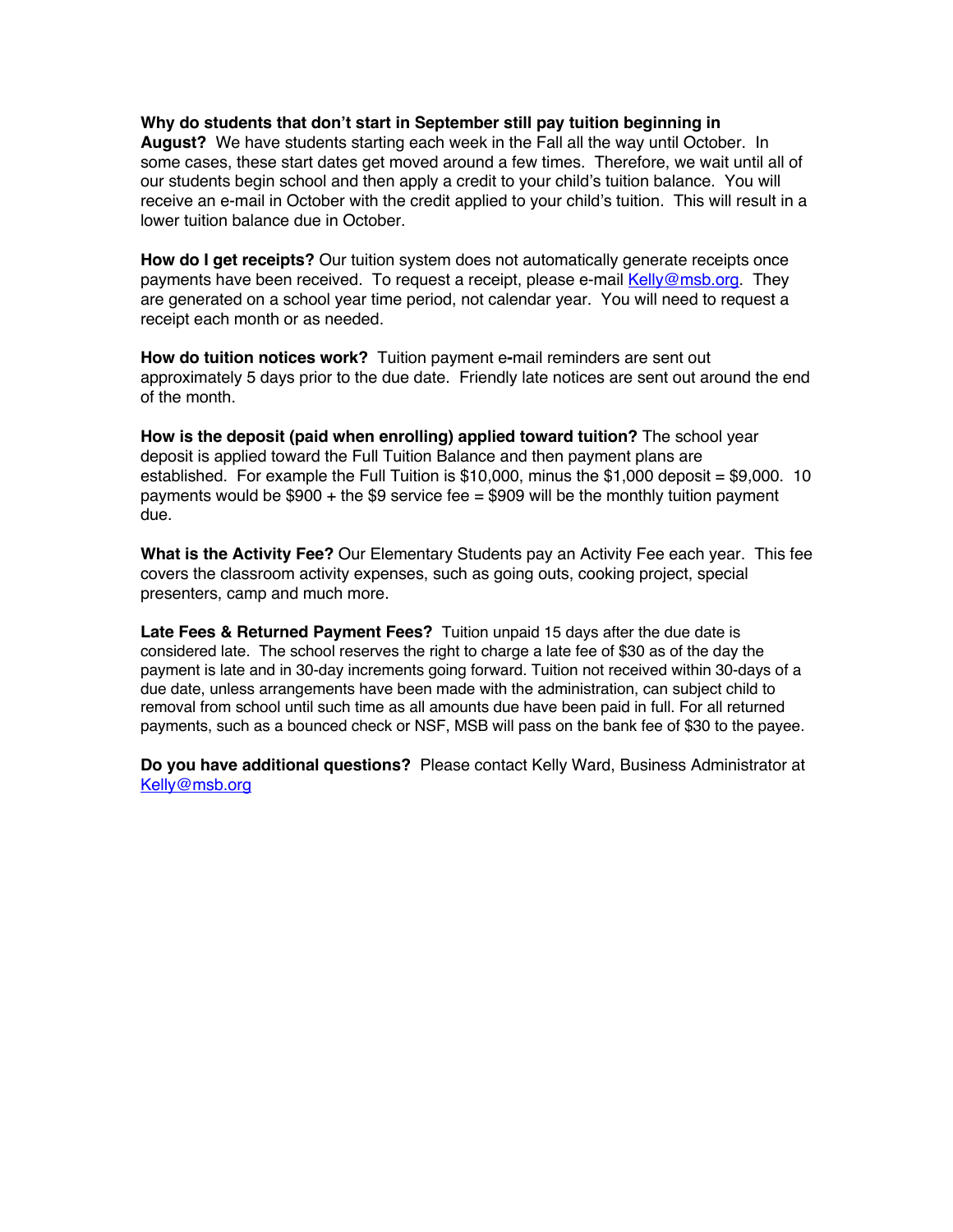**Why do students that don't start in September still pay tuition beginning in August?** We have students starting each week in the Fall all the way until October. In some cases, these start dates get moved around a few times. Therefore, we wait until all of our students begin school and then apply a credit to your child's tuition balance. You will receive an e-mail in October with the credit applied to your child's tuition. This will result in a lower tuition balance due in October.

**How do I get receipts?** Our tuition system does not automatically generate receipts once payments have been received. To request a receipt, please e-mail Kelly@msb.org. They are generated on a school year time period, not calendar year. You will need to request a receipt each month or as needed.

**How do tuition notices work?** Tuition payment e-mail reminders are sent out approximately 5 days prior to the due date. Friendly late notices are sent out around the end of the month.

**How is the deposit (paid when enrolling) applied toward tuition?** The school year deposit is applied toward the Full Tuition Balance and then payment plans are established. For example the Full Tuition is $10,000, minus the $1,000 deposit = $9,000. 10 payments would be $900 + the $9 service fee = $909 will be the monthly tuition payment due.

**What is the Activity Fee?** Our Elementary Students pay an Activity Fee each year. This fee covers the classroom activity expenses, such as going outs, cooking project, special presenters, camp and much more.

**Late Fees & Returned Payment Fees?** Tuition unpaid 15 days after the due date is considered late. The school reserves the right to charge a late fee of $30 as of the day the payment is late and in 30-day increments going forward. Tuition not received within 30-days of a due date, unless arrangements have been made with the administration, can subject child to removal from school until such time as all amounts due have been paid in full. For all returned payments, such as a bounced check or NSF, MSB will pass on the bank fee of $30 to the payee.

**Do you have additional questions?** Please contact Kelly Ward, Business Administrator at Kelly@msb.org